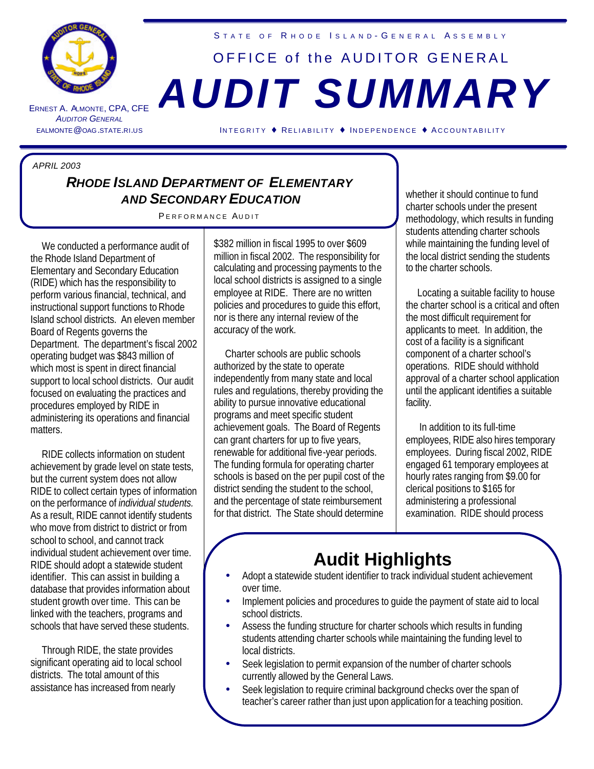STATE OF RHODE ISLAND-GENERAL ASSEMBLY

OFFICE of the AUDITOR GENERAL

# AUDIT SUMMARY

ERNEST A. ALMONTE, CPA, CFE
*AUDITOR GENERAL*
EALMONTE@OAG.STATE.RI.US

INTEGRITY ♦ RELIABILITY ♦ INDEPENDENCE ♦ ACCOUNTABILITY

*APRIL 2003*

## *RHODE ISLAND DEPARTMENT OF ELEMENTARY AND SECONDARY EDUCATION*

PERFORMANCE AUDIT

We conducted a performance audit of the Rhode Island Department of Elementary and Secondary Education (RIDE) which has the responsibility to perform various financial, technical, and instructional support functions to Rhode Island school districts. An eleven member Board of Regents governs the Department. The department's fiscal 2002 operating budget was $843 million of which most is spent in direct financial support to local school districts. Our audit focused on evaluating the practices and procedures employed by RIDE in administering its operations and financial matters.

RIDE collects information on student achievement by grade level on state tests, but the current system does not allow RIDE to collect certain types of information on the performance of *individual students.* As a result, RIDE cannot identify students who move from district to district or from school to school, and cannot track individual student achievement over time. RIDE should adopt a statewide student identifier. This can assist in building a database that provides information about student growth over time. This can be linked with the teachers, programs and schools that have served these students.

Through RIDE, the state provides significant operating aid to local school districts. The total amount of this assistance has increased from nearly $382 million in fiscal 1995 to over $609 million in fiscal 2002. The responsibility for calculating and processing payments to the local school districts is assigned to a single employee at RIDE. There are no written policies and procedures to guide this effort, nor is there any internal review of the accuracy of the work.

Charter schools are public schools authorized by the state to operate independently from many state and local rules and regulations, thereby providing the ability to pursue innovative educational programs and meet specific student achievement goals. The Board of Regents can grant charters for up to five years, renewable for additional five-year periods. The funding formula for operating charter schools is based on the per pupil cost of the district sending the student to the school, and the percentage of state reimbursement for that district. The State should determine whether it should continue to fund charter schools under the present methodology, which results in funding students attending charter schools while maintaining the funding level of the local district sending the students to the charter schools.

Locating a suitable facility to house the charter school is a critical and often the most difficult requirement for applicants to meet. In addition, the cost of a facility is a significant component of a charter school's operations. RIDE should withhold approval of a charter school application until the applicant identifies a suitable facility.

In addition to its full-time employees, RIDE also hires temporary employees. During fiscal 2002, RIDE engaged 61 temporary employees at hourly rates ranging from $9.00 for clerical positions to $165 for administering a professional examination. RIDE should process

## Audit Highlights

- Adopt a statewide student identifier to track individual student achievement over time.
- Implement policies and procedures to guide the payment of state aid to local school districts.
- Assess the funding structure for charter schools which results in funding students attending charter schools while maintaining the funding level to local districts.
- Seek legislation to permit expansion of the number of charter schools currently allowed by the General Laws.
- Seek legislation to require criminal background checks over the span of teacher's career rather than just upon application for a teaching position.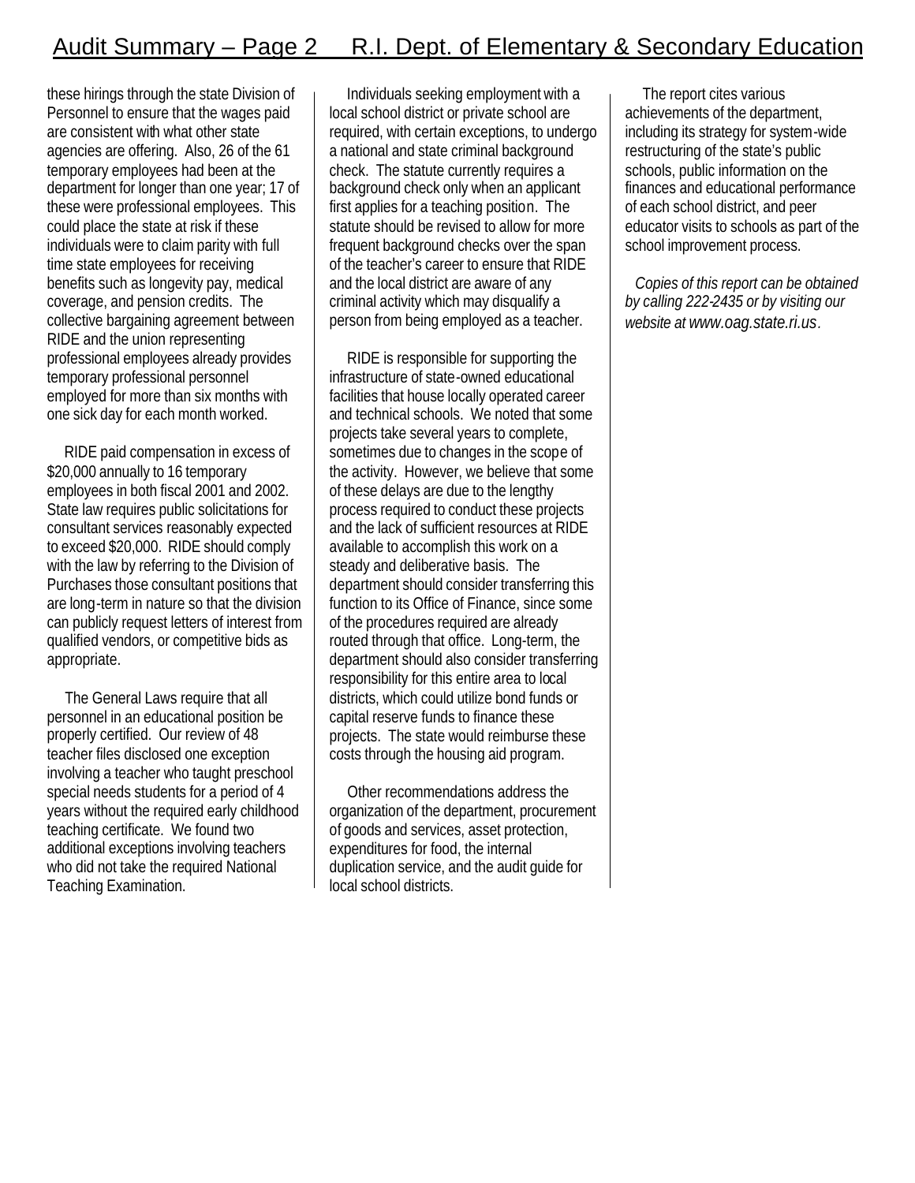these hirings through the state Division of Personnel to ensure that the wages paid are consistent with what other state agencies are offering. Also, 26 of the 61 temporary employees had been at the department for longer than one year; 17 of these were professional employees. This could place the state at risk if these individuals were to claim parity with full time state employees for receiving benefits such as longevity pay, medical coverage, and pension credits. The collective bargaining agreement between RIDE and the union representing professional employees already provides temporary professional personnel employed for more than six months with one sick day for each month worked.

RIDE paid compensation in excess of $20,000 annually to 16 temporary employees in both fiscal 2001 and 2002. State law requires public solicitations for consultant services reasonably expected to exceed $20,000. RIDE should comply with the law by referring to the Division of Purchases those consultant positions that are long-term in nature so that the division can publicly request letters of interest from qualified vendors, or competitive bids as appropriate.

The General Laws require that all personnel in an educational position be properly certified. Our review of 48 teacher files disclosed one exception involving a teacher who taught preschool special needs students for a period of 4 years without the required early childhood teaching certificate. We found two additional exceptions involving teachers who did not take the required National Teaching Examination.

Individuals seeking employment with a local school district or private school are required, with certain exceptions, to undergo a national and state criminal background check. The statute currently requires a background check only when an applicant first applies for a teaching position. The statute should be revised to allow for more frequent background checks over the span of the teacher's career to ensure that RIDE and the local district are aware of any criminal activity which may disqualify a person from being employed as a teacher.

RIDE is responsible for supporting the infrastructure of state-owned educational facilities that house locally operated career and technical schools. We noted that some projects take several years to complete, sometimes due to changes in the scope of the activity. However, we believe that some of these delays are due to the lengthy process required to conduct these projects and the lack of sufficient resources at RIDE available to accomplish this work on a steady and deliberative basis. The department should consider transferring this function to its Office of Finance, since some of the procedures required are already routed through that office. Long-term, the department should also consider transferring responsibility for this entire area to local districts, which could utilize bond funds or capital reserve funds to finance these projects. The state would reimburse these costs through the housing aid program.

Other recommendations address the organization of the department, procurement of goods and services, asset protection, expenditures for food, the internal duplication service, and the audit guide for local school districts.

The report cites various achievements of the department, including its strategy for system-wide restructuring of the state's public schools, public information on the finances and educational performance of each school district, and peer educator visits to schools as part of the school improvement process.

*Copies of this report can be obtained by calling 222-2435 or by visiting our website at www.oag.state.ri.us.*